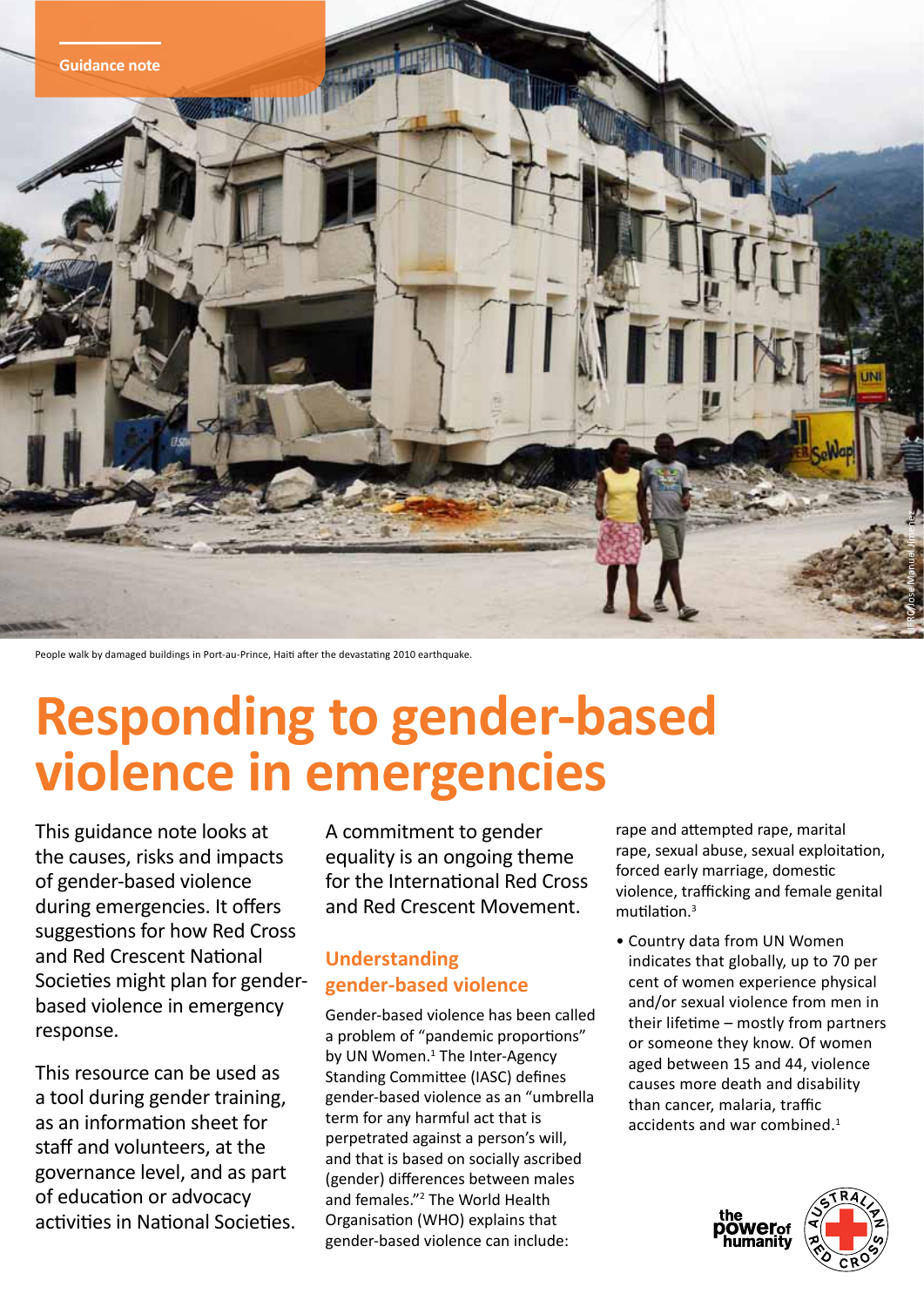Guidance note

People walk by damaged buildings in Port-au-Prince, Haiti after the devastating 2010 earthquake.

# Responding to gender-based violence in emergencies

This guidance note looks at the causes, risks and impacts of gender-based violence during emergencies. It offers suggestions for how Red Cross and Red Crescent National Societies might plan for gender-based violence in emergency response.

This resource can be used as a tool during gender training, as an information sheet for staff and volunteers, at the governance level, and as part of education or advocacy activities in National Societies.

A commitment to gender equality is an ongoing theme for the International Red Cross and Red Crescent Movement.

## Understanding gender-based violence

Gender-based violence has been called a problem of "pandemic proportions" by UN Women.[1] The Inter-Agency Standing Committee (IASC) defines gender-based violence as an "umbrella term for any harmful act that is perpetrated against a person's will, and that is based on socially ascribed (gender) differences between males and females."[2] The World Health Organisation (WHO) explains that gender-based violence can include: rape and attempted rape, marital rape, sexual abuse, sexual exploitation, forced early marriage, domestic violence, trafficking and female genital mutilation.[3]

- Country data from UN Women indicates that globally, up to 70 per cent of women experience physical and/or sexual violence from men in their lifetime – mostly from partners or someone they know. Of women aged between 15 and 44, violence causes more death and disability than cancer, malaria, traffic accidents and war combined.[1]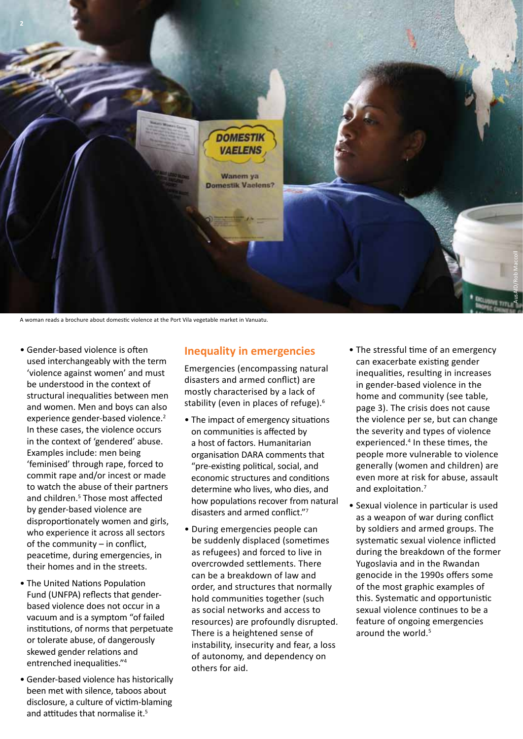A woman reads a brochure about domestic violence at the Port Vila vegetable market in Vanuatu.

- Gender-based violence is often used interchangeably with the term 'violence against women' and must be understood in the context of structural inequalities between men and women. Men and boys can also experience gender-based violence.[2] In these cases, the violence occurs in the context of 'gendered' abuse. Examples include: men being 'feminised' through rape, forced to commit rape and/or incest or made to watch the abuse of their partners and children.[5] Those most affected by gender-based violence are disproportionately women and girls, who experience it across all sectors of the community – in conflict, peacetime, during emergencies, in their homes and in the streets.
- The United Nations Population Fund (UNFPA) reflects that gender-based violence does not occur in a vacuum and is a symptom "of failed institutions, of norms that perpetuate or tolerate abuse, of dangerously skewed gender relations and entrenched inequalities."[4]
- Gender-based violence has historically been met with silence, taboos about disclosure, a culture of victim-blaming and attitudes that normalise it.[5]

## Inequality in emergencies

Emergencies (encompassing natural disasters and armed conflict) are mostly characterised by a lack of stability (even in places of refuge).[6]

- The impact of emergency situations on communities is affected by a host of factors. Humanitarian organisation DARA comments that "pre-existing political, social, and economic structures and conditions determine who lives, who dies, and how populations recover from natural disasters and armed conflict."[7]
- During emergencies people can be suddenly displaced (sometimes as refugees) and forced to live in overcrowded settlements. There can be a breakdown of law and order, and structures that normally hold communities together (such as social networks and access to resources) are profoundly disrupted. There is a heightened sense of instability, insecurity and fear, a loss of autonomy, and dependency on others for aid.
- The stressful time of an emergency can exacerbate existing gender inequalities, resulting in increases in gender-based violence in the home and community (see table, page 3). The crisis does not cause the violence per se, but can change the severity and types of violence experienced.[4] In these times, the people more vulnerable to violence generally (women and children) are even more at risk for abuse, assault and exploitation.[7]
- Sexual violence in particular is used as a weapon of war during conflict by soldiers and armed groups. The systematic sexual violence inflicted during the breakdown of the former Yugoslavia and in the Rwandan genocide in the 1990s offers some of the most graphic examples of this. Systematic and opportunistic sexual violence continues to be a feature of ongoing emergencies around the world.[5]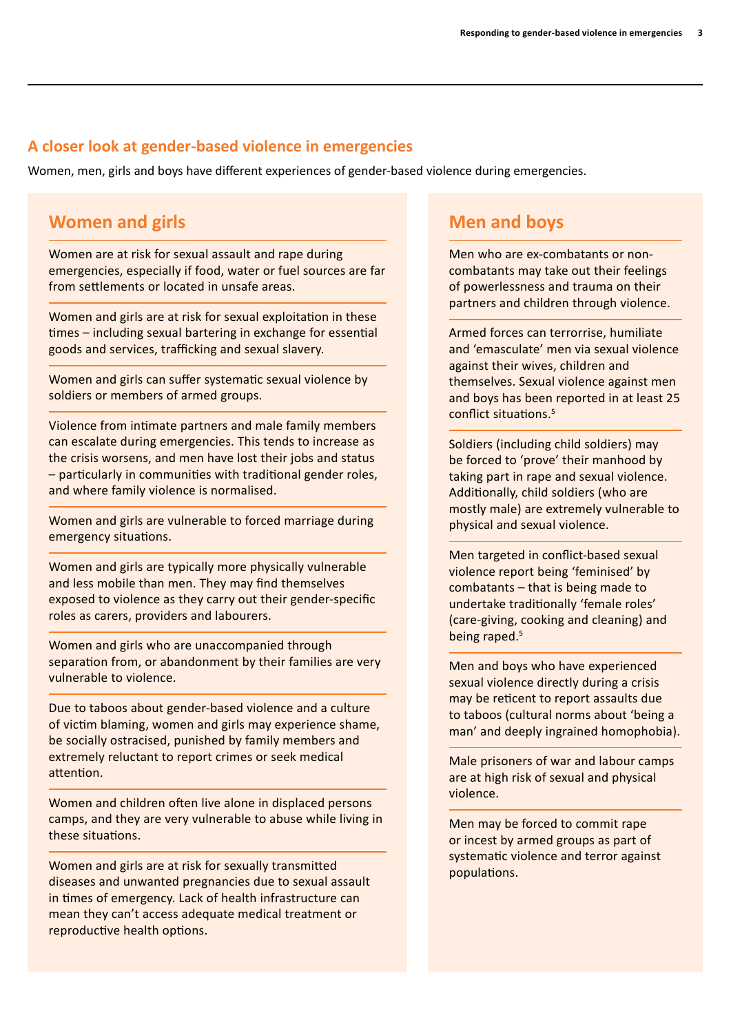## A closer look at gender-based violence in emergencies

Women, men, girls and boys have different experiences of gender-based violence during emergencies.

### Women and girls

Women are at risk for sexual assault and rape during emergencies, especially if food, water or fuel sources are far from settlements or located in unsafe areas.

Women and girls are at risk for sexual exploitation in these times – including sexual bartering in exchange for essential goods and services, trafficking and sexual slavery.

Women and girls can suffer systematic sexual violence by soldiers or members of armed groups.

Violence from intimate partners and male family members can escalate during emergencies. This tends to increase as the crisis worsens, and men have lost their jobs and status – particularly in communities with traditional gender roles, and where family violence is normalised.

Women and girls are vulnerable to forced marriage during emergency situations.

Women and girls are typically more physically vulnerable and less mobile than men. They may find themselves exposed to violence as they carry out their gender-specific roles as carers, providers and labourers.

Women and girls who are unaccompanied through separation from, or abandonment by their families are very vulnerable to violence.

Due to taboos about gender-based violence and a culture of victim blaming, women and girls may experience shame, be socially ostracised, punished by family members and extremely reluctant to report crimes or seek medical attention.

Women and children often live alone in displaced persons camps, and they are very vulnerable to abuse while living in these situations.

Women and girls are at risk for sexually transmitted diseases and unwanted pregnancies due to sexual assault in times of emergency. Lack of health infrastructure can mean they can't access adequate medical treatment or reproductive health options.

### Men and boys

Men who are ex-combatants or non-combatants may take out their feelings of powerlessness and trauma on their partners and children through violence.

Armed forces can terrorrise, humiliate and 'emasculate' men via sexual violence against their wives, children and themselves. Sexual violence against men and boys has been reported in at least 25 conflict situations.[5]

Soldiers (including child soldiers) may be forced to 'prove' their manhood by taking part in rape and sexual violence. Additionally, child soldiers (who are mostly male) are extremely vulnerable to physical and sexual violence.

Men targeted in conflict-based sexual violence report being 'feminised' by combatants – that is being made to undertake traditionally 'female roles' (care-giving, cooking and cleaning) and being raped.[5]

Men and boys who have experienced sexual violence directly during a crisis may be reticent to report assaults due to taboos (cultural norms about 'being a man' and deeply ingrained homophobia).

Male prisoners of war and labour camps are at high risk of sexual and physical violence.

Men may be forced to commit rape or incest by armed groups as part of systematic violence and terror against populations.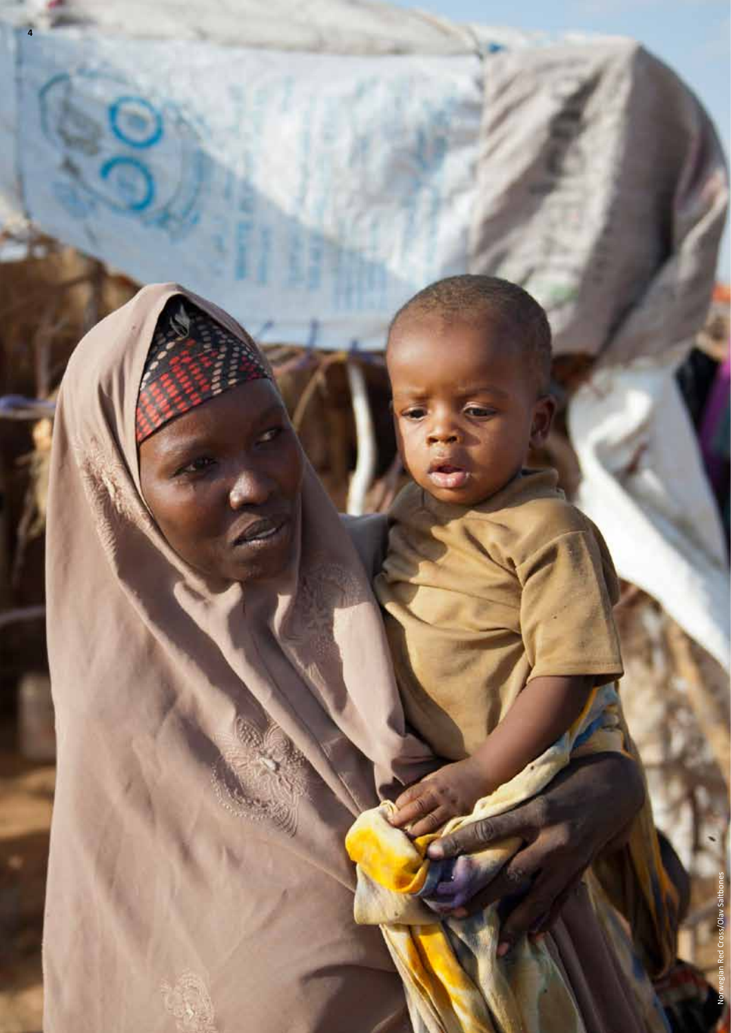Norwegian Red Cross/Olav Saltbones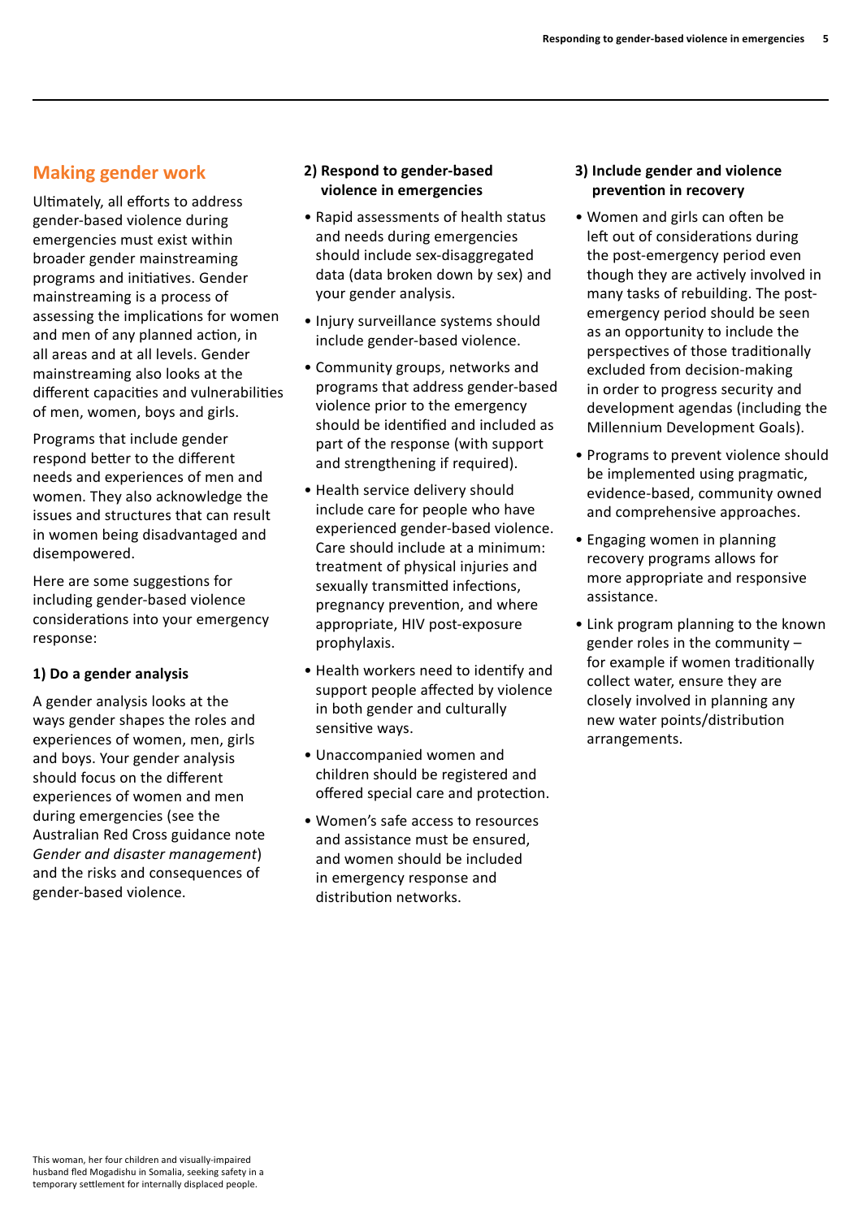## Making gender work

Ultimately, all efforts to address gender-based violence during emergencies must exist within broader gender mainstreaming programs and initiatives. Gender mainstreaming is a process of assessing the implications for women and men of any planned action, in all areas and at all levels. Gender mainstreaming also looks at the different capacities and vulnerabilities of men, women, boys and girls.

Programs that include gender respond better to the different needs and experiences of men and women. They also acknowledge the issues and structures that can result in women being disadvantaged and disempowered.

Here are some suggestions for including gender-based violence considerations into your emergency response:

**1) Do a gender analysis**

A gender analysis looks at the ways gender shapes the roles and experiences of women, men, girls and boys. Your gender analysis should focus on the different experiences of women and men during emergencies (see the Australian Red Cross guidance note *Gender and disaster management*) and the risks and consequences of gender-based violence.

**2) Respond to gender-based violence in emergencies**

- Rapid assessments of health status and needs during emergencies should include sex-disaggregated data (data broken down by sex) and your gender analysis.
- Injury surveillance systems should include gender-based violence.
- Community groups, networks and programs that address gender-based violence prior to the emergency should be identified and included as part of the response (with support and strengthening if required).
- Health service delivery should include care for people who have experienced gender-based violence. Care should include at a minimum: treatment of physical injuries and sexually transmitted infections, pregnancy prevention, and where appropriate, HIV post-exposure prophylaxis.
- Health workers need to identify and support people affected by violence in both gender and culturally sensitive ways.
- Unaccompanied women and children should be registered and offered special care and protection.
- Women's safe access to resources and assistance must be ensured, and women should be included in emergency response and distribution networks.

**3) Include gender and violence prevention in recovery**

- Women and girls can often be left out of considerations during the post-emergency period even though they are actively involved in many tasks of rebuilding. The post-emergency period should be seen as an opportunity to include the perspectives of those traditionally excluded from decision-making in order to progress security and development agendas (including the Millennium Development Goals).
- Programs to prevent violence should be implemented using pragmatic, evidence-based, community owned and comprehensive approaches.
- Engaging women in planning recovery programs allows for more appropriate and responsive assistance.
- Link program planning to the known gender roles in the community – for example if women traditionally collect water, ensure they are closely involved in planning any new water points/distribution arrangements.

This woman, her four children and visually-impaired husband fled Mogadishu in Somalia, seeking safety in a temporary settlement for internally displaced people.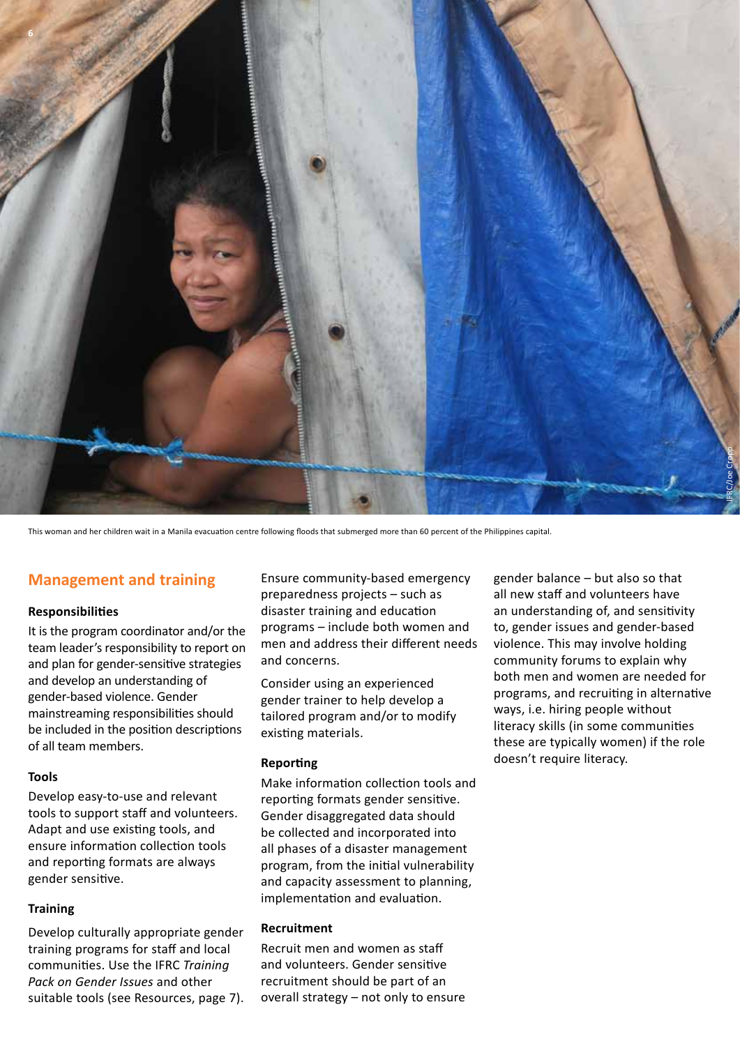This woman and her children wait in a Manila evacuation centre following floods that submerged more than 60 percent of the Philippines capital.

## Management and training

### Responsibilities

It is the program coordinator and/or the team leader's responsibility to report on and plan for gender-sensitive strategies and develop an understanding of gender-based violence. Gender mainstreaming responsibilities should be included in the position descriptions of all team members.

### Tools

Develop easy-to-use and relevant tools to support staff and volunteers. Adapt and use existing tools, and ensure information collection tools and reporting formats are always gender sensitive.

### Training

Develop culturally appropriate gender training programs for staff and local communities. Use the IFRC *Training Pack on Gender Issues* and other suitable tools (see Resources, page 7).

Ensure community-based emergency preparedness projects – such as disaster training and education programs – include both women and men and address their different needs and concerns.

Consider using an experienced gender trainer to help develop a tailored program and/or to modify existing materials.

### Reporting

Make information collection tools and reporting formats gender sensitive. Gender disaggregated data should be collected and incorporated into all phases of a disaster management program, from the initial vulnerability and capacity assessment to planning, implementation and evaluation.

### Recruitment

Recruit men and women as staff and volunteers. Gender sensitive recruitment should be part of an overall strategy – not only to ensure gender balance – but also so that all new staff and volunteers have an understanding of, and sensitivity to, gender issues and gender-based violence. This may involve holding community forums to explain why both men and women are needed for programs, and recruiting in alternative ways, i.e. hiring people without literacy skills (in some communities these are typically women) if the role doesn't require literacy.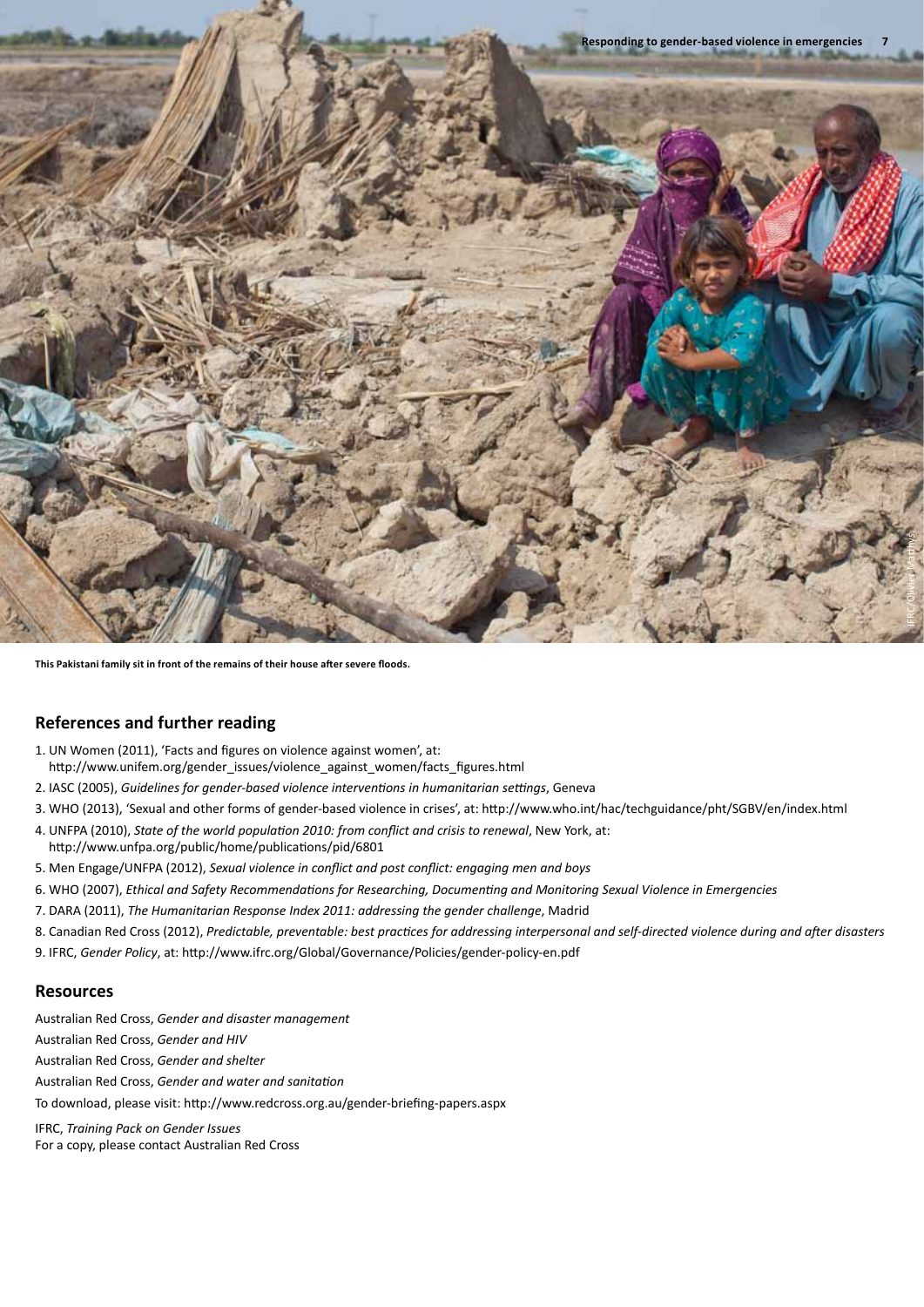This Pakistani family sit in front of the remains of their house after severe floods.

## References and further reading

1. UN Women (2011), 'Facts and figures on violence against women', at: http://www.unifem.org/gender_issues/violence_against_women/facts_figures.html
2. IASC (2005), *Guidelines for gender-based violence interventions in humanitarian settings*, Geneva
3. WHO (2013), 'Sexual and other forms of gender-based violence in crises', at: http://www.who.int/hac/techguidance/pht/SGBV/en/index.html
4. UNFPA (2010), *State of the world population 2010: from conflict and crisis to renewal*, New York, at: http://www.unfpa.org/public/home/publications/pid/6801
5. Men Engage/UNFPA (2012), *Sexual violence in conflict and post conflict: engaging men and boys*
6. WHO (2007), *Ethical and Safety Recommendations for Researching, Documenting and Monitoring Sexual Violence in Emergencies*
7. DARA (2011), *The Humanitarian Response Index 2011: addressing the gender challenge*, Madrid
8. Canadian Red Cross (2012), *Predictable, preventable: best practices for addressing interpersonal and self-directed violence during and after disasters*
9. IFRC, *Gender Policy*, at: http://www.ifrc.org/Global/Governance/Policies/gender-policy-en.pdf

## Resources

Australian Red Cross, *Gender and disaster management*

Australian Red Cross, *Gender and HIV*

Australian Red Cross, *Gender and shelter*

Australian Red Cross, *Gender and water and sanitation*

To download, please visit: http://www.redcross.org.au/gender-briefing-papers.aspx

IFRC, *Training Pack on Gender Issues*
For a copy, please contact Australian Red Cross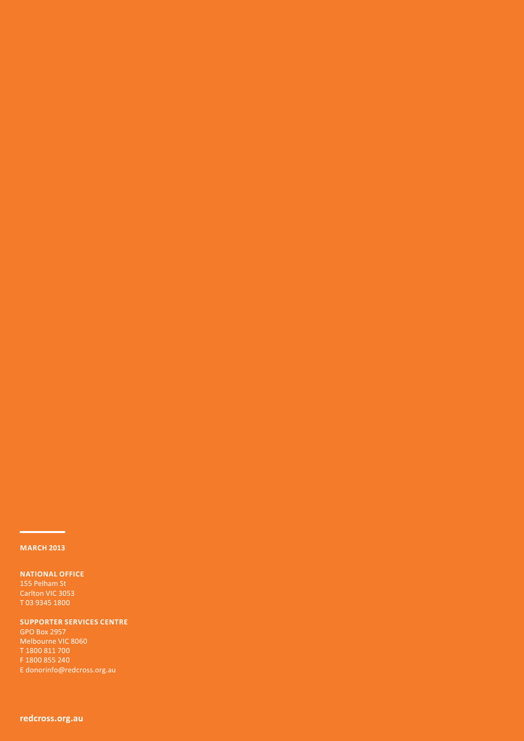**MARCH 2013**

**NATIONAL OFFICE**
155 Pelham St
Carlton VIC 3053
T 03 9345 1800

**SUPPORTER SERVICES CENTRE**
GPO Box 2957
Melbourne VIC 8060
T 1800 811 700
F 1800 855 240
E donorinfo@redcross.org.au

**redcross.org.au**